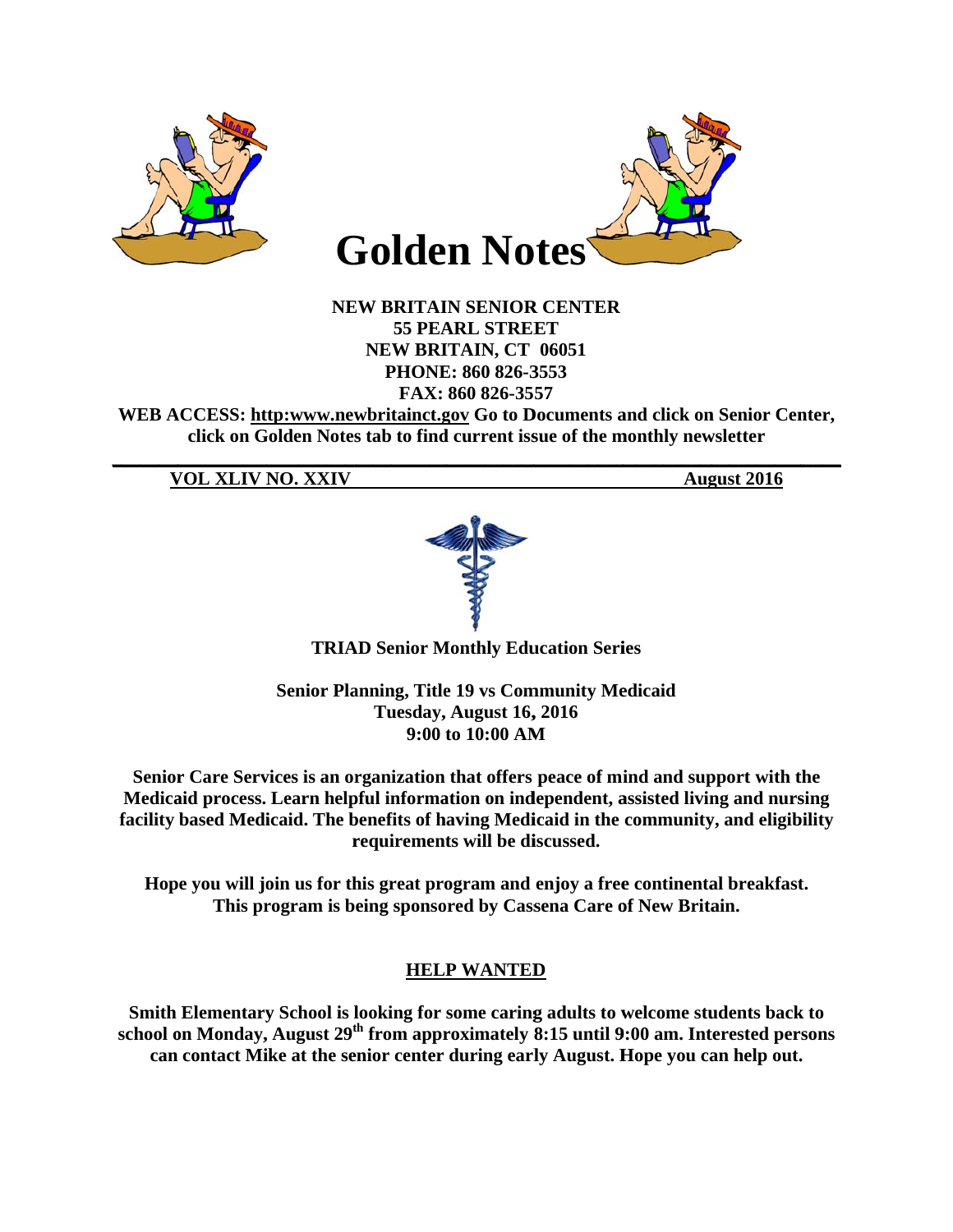# Golden Notes

**NEW BRITAIN SENIOR CENTER**
**55 PEARL STREET**
**NEW BRITAIN, CT 06051**
**PHONE: 860 826-3553**
**FAX: 860 826-3557**

**WEB ACCESS: http:www.newbritainct.gov Go to Documents and click on Senior Center, click on Golden Notes tab to find current issue of the monthly newsletter**

---

**VOL XLIV NO. XXIV** **August 2016**

**TRIAD Senior Monthly Education Series**

**Senior Planning, Title 19 vs Community Medicaid**
**Tuesday, August 16, 2016**
**9:00 to 10:00 AM**

**Senior Care Services is an organization that offers peace of mind and support with the Medicaid process. Learn helpful information on independent, assisted living and nursing facility based Medicaid. The benefits of having Medicaid in the community, and eligibility requirements will be discussed.**

**Hope you will join us for this great program and enjoy a free continental breakfast. This program is being sponsored by Cassena Care of New Britain.**

## HELP WANTED

**Smith Elementary School is looking for some caring adults to welcome students back to school on Monday, August 29th from approximately 8:15 until 9:00 am. Interested persons can contact Mike at the senior center during early August. Hope you can help out.**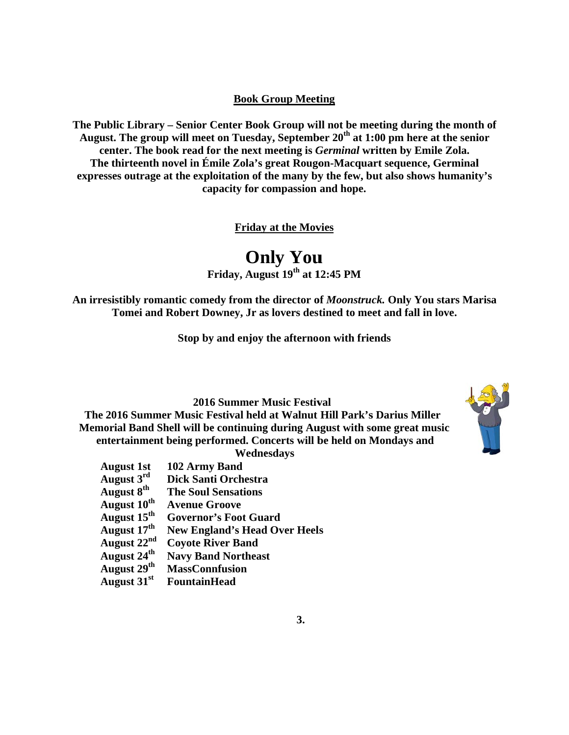## Book Group Meeting

**The Public Library – Senior Center Book Group will not be meeting during the month of August. The group will meet on Tuesday, September 20th at 1:00 pm here at the senior center. The book read for the next meeting is *Germinal* written by Emile Zola. The thirteenth novel in Émile Zola's great Rougon-Macquart sequence, Germinal expresses outrage at the exploitation of the many by the few, but also shows humanity's capacity for compassion and hope.**

## Friday at the Movies

# Only You

**Friday, August 19th at 12:45 PM**

**An irresistibly romantic comedy from the director of *Moonstruck.* Only You stars Marisa Tomei and Robert Downey, Jr as lovers destined to meet and fall in love.**

**Stop by and enjoy the afternoon with friends**

## 2016 Summer Music Festival

**The 2016 Summer Music Festival held at Walnut Hill Park's Darius Miller Memorial Band Shell will be continuing during August with some great music entertainment being performed. Concerts will be held on Mondays and Wednesdays**

| | |
|---|---|
| **August 1st** | **102 Army Band** |
| **August 3rd** | **Dick Santi Orchestra** |
| **August 8th** | **The Soul Sensations** |
| **August 10th** | **Avenue Groove** |
| **August 15th** | **Governor's Foot Guard** |
| **August 17th** | **New England's Head Over Heels** |
| **August 22nd** | **Coyote River Band** |
| **August 24th** | **Navy Band Northeast** |
| **August 29th** | **MassConnfusion** |
| **August 31st** | **FountainHead** |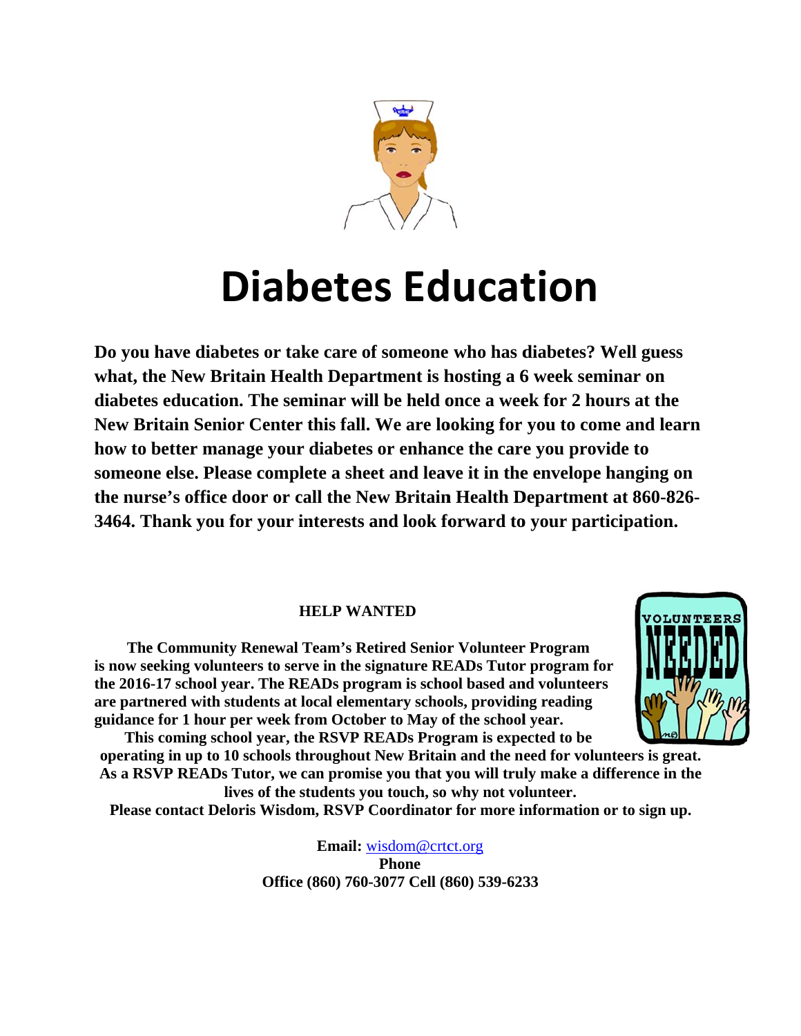# Diabetes Education

**Do you have diabetes or take care of someone who has diabetes? Well guess what, the New Britain Health Department is hosting a 6 week seminar on diabetes education. The seminar will be held once a week for 2 hours at the New Britain Senior Center this fall. We are looking for you to come and learn how to better manage your diabetes or enhance the care you provide to someone else. Please complete a sheet and leave it in the envelope hanging on the nurse's office door or call the New Britain Health Department at 860-826-3464. Thank you for your interests and look forward to your participation.**

**HELP WANTED**

**The Community Renewal Team's Retired Senior Volunteer Program is now seeking volunteers to serve in the signature READs Tutor program for the 2016-17 school year. The READs program is school based and volunteers are partnered with students at local elementary schools, providing reading guidance for 1 hour per week from October to May of the school year.**

**This coming school year, the RSVP READs Program is expected to be operating in up to 10 schools throughout New Britain and the need for volunteers is great. As a RSVP READs Tutor, we can promise you that you will truly make a difference in the lives of the students you touch, so why not volunteer.**

**Please contact Deloris Wisdom, RSVP Coordinator for more information or to sign up.**

**Email:** wisdom@crtct.org

**Phone**

**Office (860) 760-3077 Cell (860) 539-6233**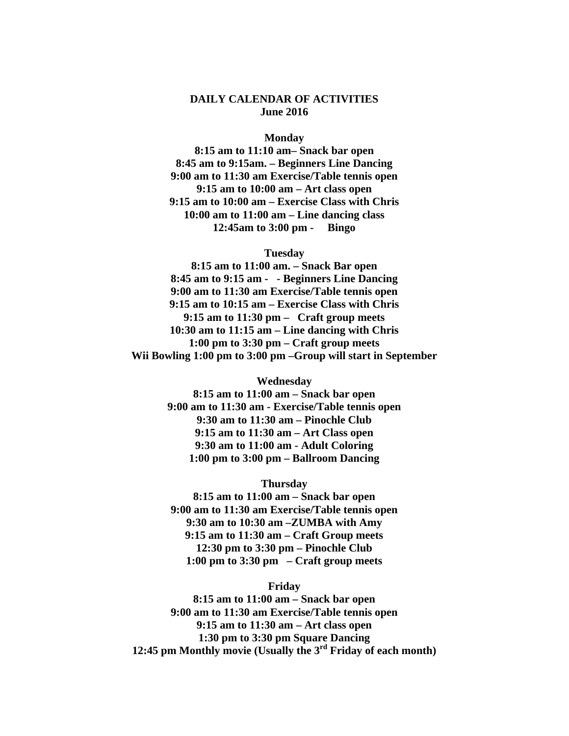**DAILY CALENDAR OF ACTIVITIES**
**June 2016**

**Monday**

**8:15 am to 11:10 am– Snack bar open**
**8:45 am to 9:15am. – Beginners Line Dancing**
**9:00 am to 11:30 am Exercise/Table tennis open**
**9:15 am to 10:00 am – Art class open**
**9:15 am to 10:00 am – Exercise Class with Chris**
**10:00 am to 11:00 am – Line dancing class**
**12:45am to 3:00 pm - Bingo**

**Tuesday**

**8:15 am to 11:00 am. – Snack Bar open**
**8:45 am to 9:15 am - - Beginners Line Dancing**
**9:00 am to 11:30 am Exercise/Table tennis open**
**9:15 am to 10:15 am – Exercise Class with Chris**
**9:15 am to 11:30 pm – Craft group meets**
**10:30 am to 11:15 am – Line dancing with Chris**
**1:00 pm to 3:30 pm – Craft group meets**
**Wii Bowling 1:00 pm to 3:00 pm –Group will start in September**

**Wednesday**

**8:15 am to 11:00 am – Snack bar open**
**9:00 am to 11:30 am - Exercise/Table tennis open**
**9:30 am to 11:30 am – Pinochle Club**
**9:15 am to 11:30 am – Art Class open**
**9:30 am to 11:00 am - Adult Coloring**
**1:00 pm to 3:00 pm – Ballroom Dancing**

**Thursday**

**8:15 am to 11:00 am – Snack bar open**
**9:00 am to 11:30 am Exercise/Table tennis open**
**9:30 am to 10:30 am –ZUMBA with Amy**
**9:15 am to 11:30 am – Craft Group meets**
**12:30 pm to 3:30 pm – Pinochle Club**
**1:00 pm to 3:30 pm – Craft group meets**

**Friday**

**8:15 am to 11:00 am – Snack bar open**
**9:00 am to 11:30 am Exercise/Table tennis open**
**9:15 am to 11:30 am – Art class open**
**1:30 pm to 3:30 pm Square Dancing**
**12:45 pm Monthly movie (Usually the 3rd Friday of each month)**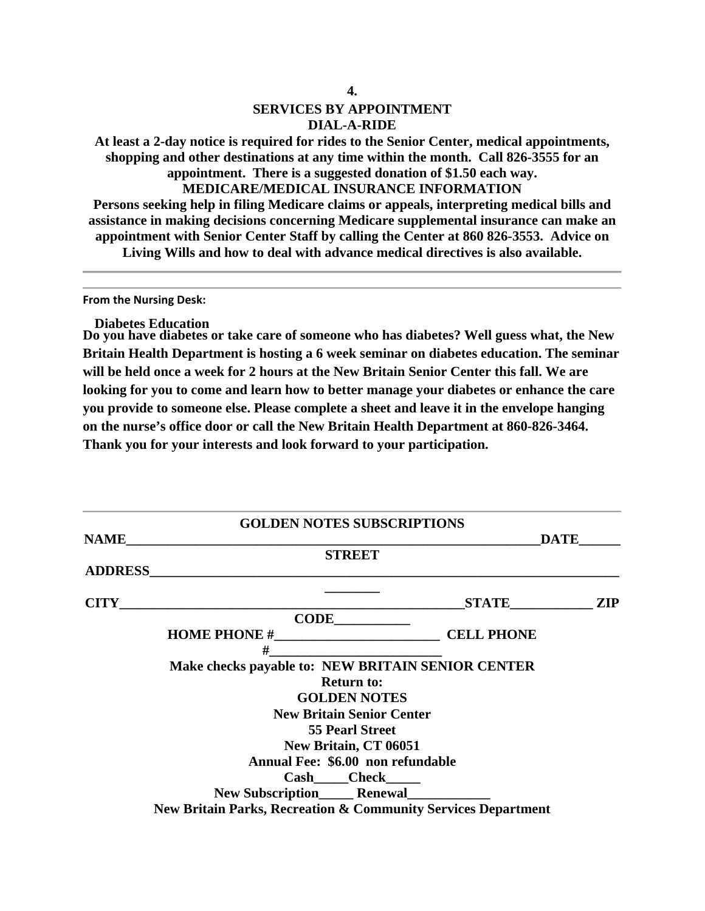## SERVICES BY APPOINTMENT

### DIAL-A-RIDE

**At least a 2-day notice is required for rides to the Senior Center, medical appointments, shopping and other destinations at any time within the month. Call 826-3555 for an appointment. There is a suggested donation of $1.50 each way.**

### MEDICARE/MEDICAL INSURANCE INFORMATION

**Persons seeking help in filing Medicare claims or appeals, interpreting medical bills and assistance in making decisions concerning Medicare supplemental insurance can make an appointment with Senior Center Staff by calling the Center at 860 826-3553. Advice on Living Wills and how to deal with advance medical directives is also available.**

---

**From the Nursing Desk:**

**Diabetes Education**

**Do you have diabetes or take care of someone who has diabetes? Well guess what, the New Britain Health Department is hosting a 6 week seminar on diabetes education. The seminar will be held once a week for 2 hours at the New Britain Senior Center this fall. We are looking for you to come and learn how to better manage your diabetes or enhance the care you provide to someone else. Please complete a sheet and leave it in the envelope hanging on the nurse's office door or call the New Britain Health Department at 860-826-3464. Thank you for your interests and look forward to your participation.**

---

### GOLDEN NOTES SUBSCRIPTIONS

**NAME**_________________________________________________________________**DATE**______

**STREET ADDRESS**________________________________________________________________________

**CITY**_____________________________________________________**STATE**____________ **ZIP CODE**___________

**HOME PHONE #**________________________ **CELL PHONE #**_________________________

**Make checks payable to: NEW BRITAIN SENIOR CENTER**

**Return to:**
**GOLDEN NOTES**
**New Britain Senior Center**
**55 Pearl Street**
**New Britain, CT 06051**

**Annual Fee: $6.00 non refundable**

**Cash_____Check_____**

**New Subscription_____ Renewal____________**

**New Britain Parks, Recreation & Community Services Department**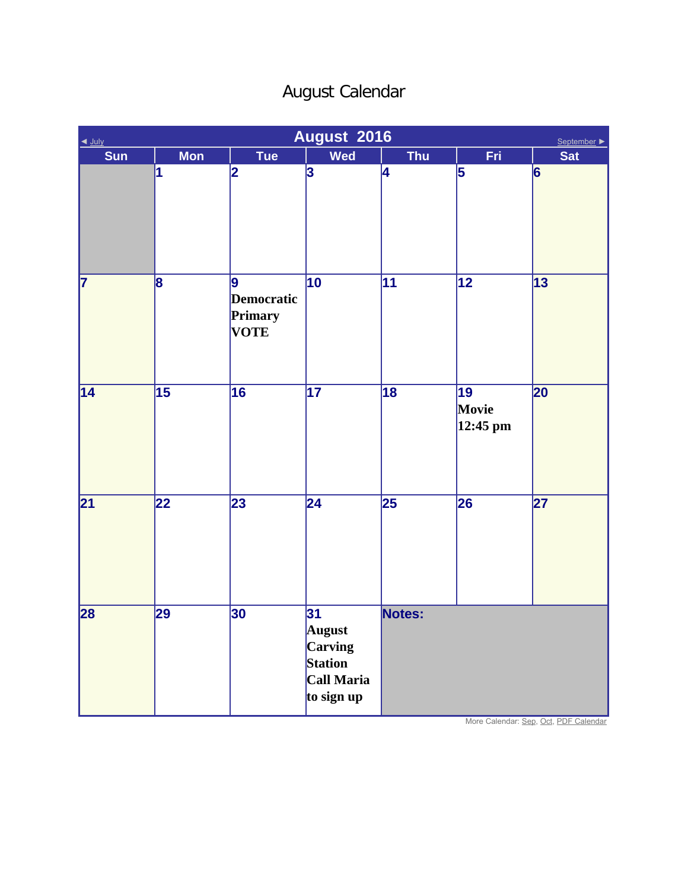# August Calendar

| ◄ July | | | August 2016 | | | September ► |
|---|---|---|---|---|---|---|
| **Sun** | **Mon** | **Tue** | **Wed** | **Thu** | **Fri** | **Sat** |
| | 1 | 2 | 3 | 4 | 5 | 6 |
| 7 | 8 | 9 **Democratic Primary VOTE** | 10 | 11 | 12 | 13 |
| 14 | 15 | 16 | 17 | 18 | 19 **Movie 12:45 pm** | 20 |
| 21 | 22 | 23 | 24 | 25 | 26 | 27 |
| 28 | 29 | 30 | 31 **August Carving Station Call Maria to sign up** | **Notes:** | | |

More Calendar: Sep, Oct, PDF Calendar